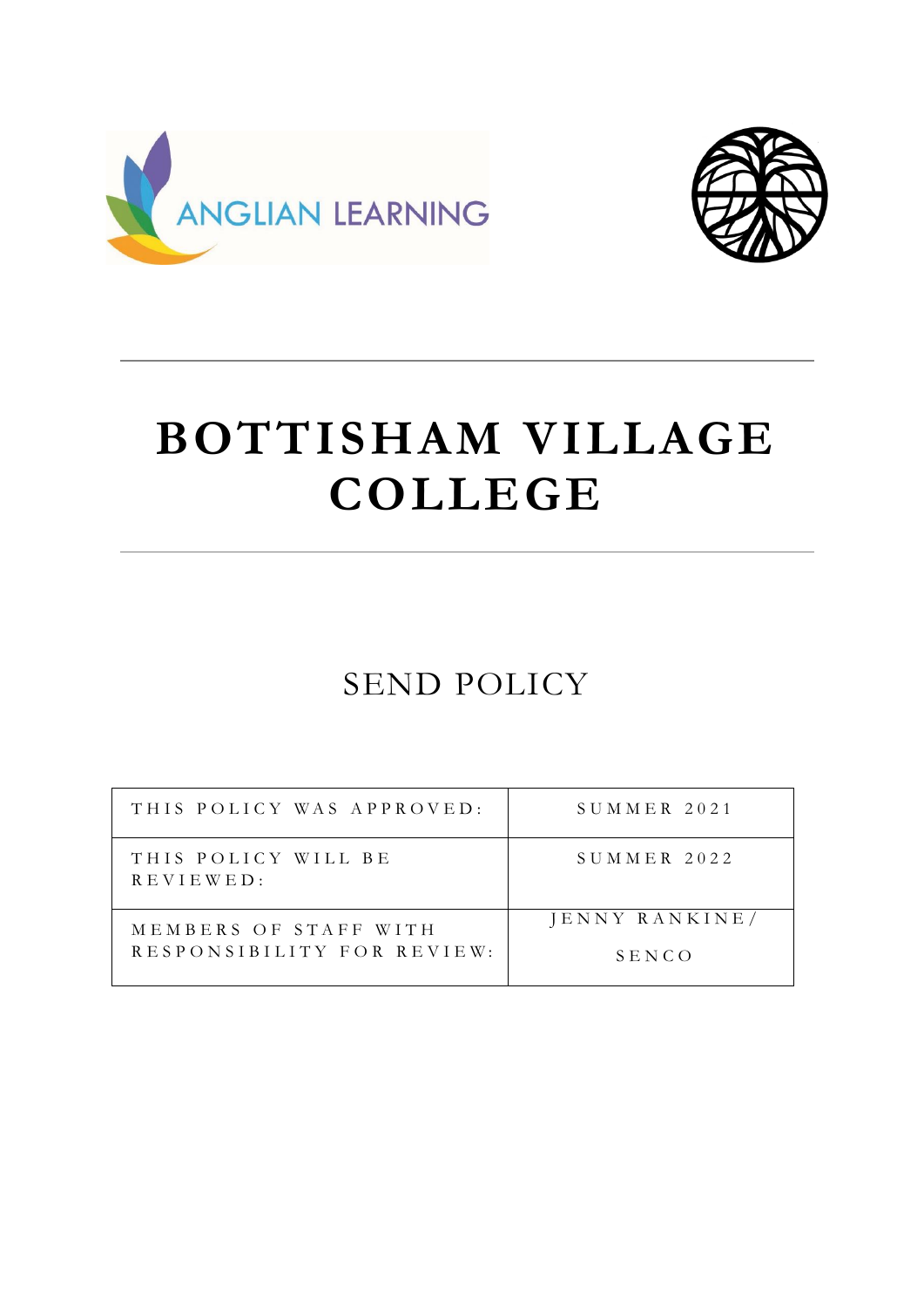ANGLIAN LEARNING

# BOTTISHAM VILLAGE COLLEGE

## SEND POLICY

| THIS POLICY WAS APPROVED: | SUMMER 2021 |
|---|---|
| THIS POLICY WILL BE REVIEWED: | SUMMER 2022 |
| MEMBERS OF STAFF WITH RESPONSIBILITY FOR REVIEW: | JENNY RANKINE/ SENCO |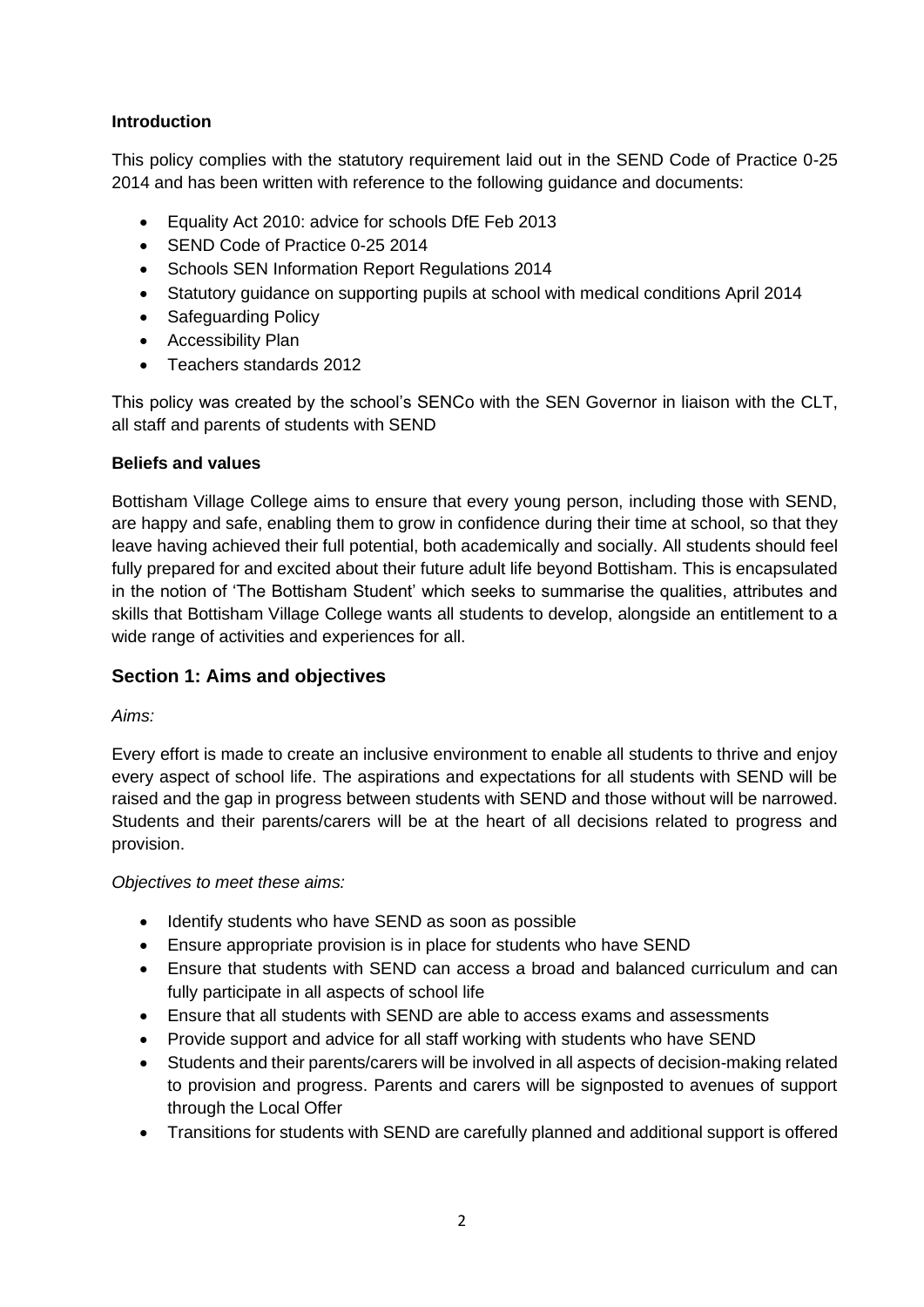**Introduction**

This policy complies with the statutory requirement laid out in the SEND Code of Practice 0-25 2014 and has been written with reference to the following guidance and documents:

- Equality Act 2010: advice for schools DfE Feb 2013
- SEND Code of Practice 0-25 2014
- Schools SEN Information Report Regulations 2014
- Statutory guidance on supporting pupils at school with medical conditions April 2014
- Safeguarding Policy
- Accessibility Plan
- Teachers standards 2012

This policy was created by the school's SENCo with the SEN Governor in liaison with the CLT, all staff and parents of students with SEND

**Beliefs and values**

Bottisham Village College aims to ensure that every young person, including those with SEND, are happy and safe, enabling them to grow in confidence during their time at school, so that they leave having achieved their full potential, both academically and socially. All students should feel fully prepared for and excited about their future adult life beyond Bottisham. This is encapsulated in the notion of 'The Bottisham Student' which seeks to summarise the qualities, attributes and skills that Bottisham Village College wants all students to develop, alongside an entitlement to a wide range of activities and experiences for all.

## Section 1: Aims and objectives

*Aims:*

Every effort is made to create an inclusive environment to enable all students to thrive and enjoy every aspect of school life. The aspirations and expectations for all students with SEND will be raised and the gap in progress between students with SEND and those without will be narrowed. Students and their parents/carers will be at the heart of all decisions related to progress and provision.

*Objectives to meet these aims:*

- Identify students who have SEND as soon as possible
- Ensure appropriate provision is in place for students who have SEND
- Ensure that students with SEND can access a broad and balanced curriculum and can fully participate in all aspects of school life
- Ensure that all students with SEND are able to access exams and assessments
- Provide support and advice for all staff working with students who have SEND
- Students and their parents/carers will be involved in all aspects of decision-making related to provision and progress. Parents and carers will be signposted to avenues of support through the Local Offer
- Transitions for students with SEND are carefully planned and additional support is offered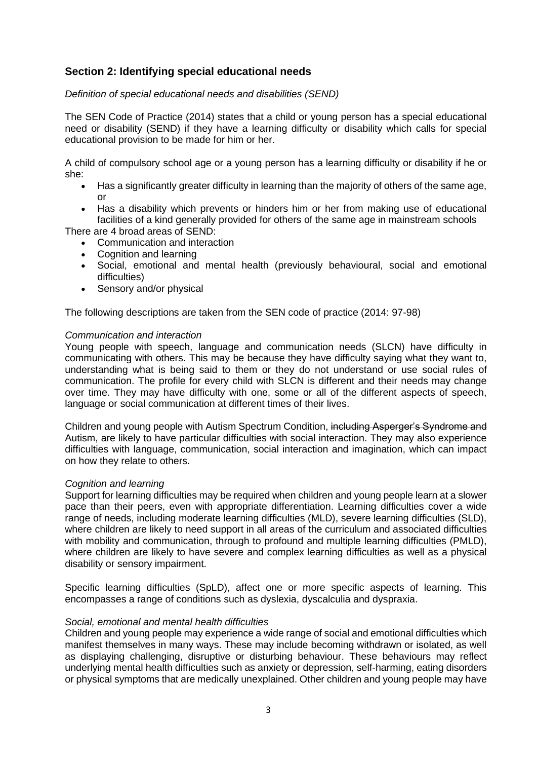## Section 2: Identifying special educational needs

*Definition of special educational needs and disabilities (SEND)*

The SEN Code of Practice (2014) states that a child or young person has a special educational need or disability (SEND) if they have a learning difficulty or disability which calls for special educational provision to be made for him or her.

A child of compulsory school age or a young person has a learning difficulty or disability if he or she:

- Has a significantly greater difficulty in learning than the majority of others of the same age, or
- Has a disability which prevents or hinders him or her from making use of educational facilities of a kind generally provided for others of the same age in mainstream schools

There are 4 broad areas of SEND:

- Communication and interaction
- Cognition and learning
- Social, emotional and mental health (previously behavioural, social and emotional difficulties)
- Sensory and/or physical

The following descriptions are taken from the SEN code of practice (2014: 97-98)

*Communication and interaction*

Young people with speech, language and communication needs (SLCN) have difficulty in communicating with others. This may be because they have difficulty saying what they want to, understanding what is being said to them or they do not understand or use social rules of communication. The profile for every child with SLCN is different and their needs may change over time. They may have difficulty with one, some or all of the different aspects of speech, language or social communication at different times of their lives.

Children and young people with Autism Spectrum Condition, ~~including Asperger's Syndrome and Autism,~~ are likely to have particular difficulties with social interaction. They may also experience difficulties with language, communication, social interaction and imagination, which can impact on how they relate to others.

*Cognition and learning*

Support for learning difficulties may be required when children and young people learn at a slower pace than their peers, even with appropriate differentiation. Learning difficulties cover a wide range of needs, including moderate learning difficulties (MLD), severe learning difficulties (SLD), where children are likely to need support in all areas of the curriculum and associated difficulties with mobility and communication, through to profound and multiple learning difficulties (PMLD), where children are likely to have severe and complex learning difficulties as well as a physical disability or sensory impairment.

Specific learning difficulties (SpLD), affect one or more specific aspects of learning. This encompasses a range of conditions such as dyslexia, dyscalculia and dyspraxia.

*Social, emotional and mental health difficulties*

Children and young people may experience a wide range of social and emotional difficulties which manifest themselves in many ways. These may include becoming withdrawn or isolated, as well as displaying challenging, disruptive or disturbing behaviour. These behaviours may reflect underlying mental health difficulties such as anxiety or depression, self-harming, eating disorders or physical symptoms that are medically unexplained. Other children and young people may have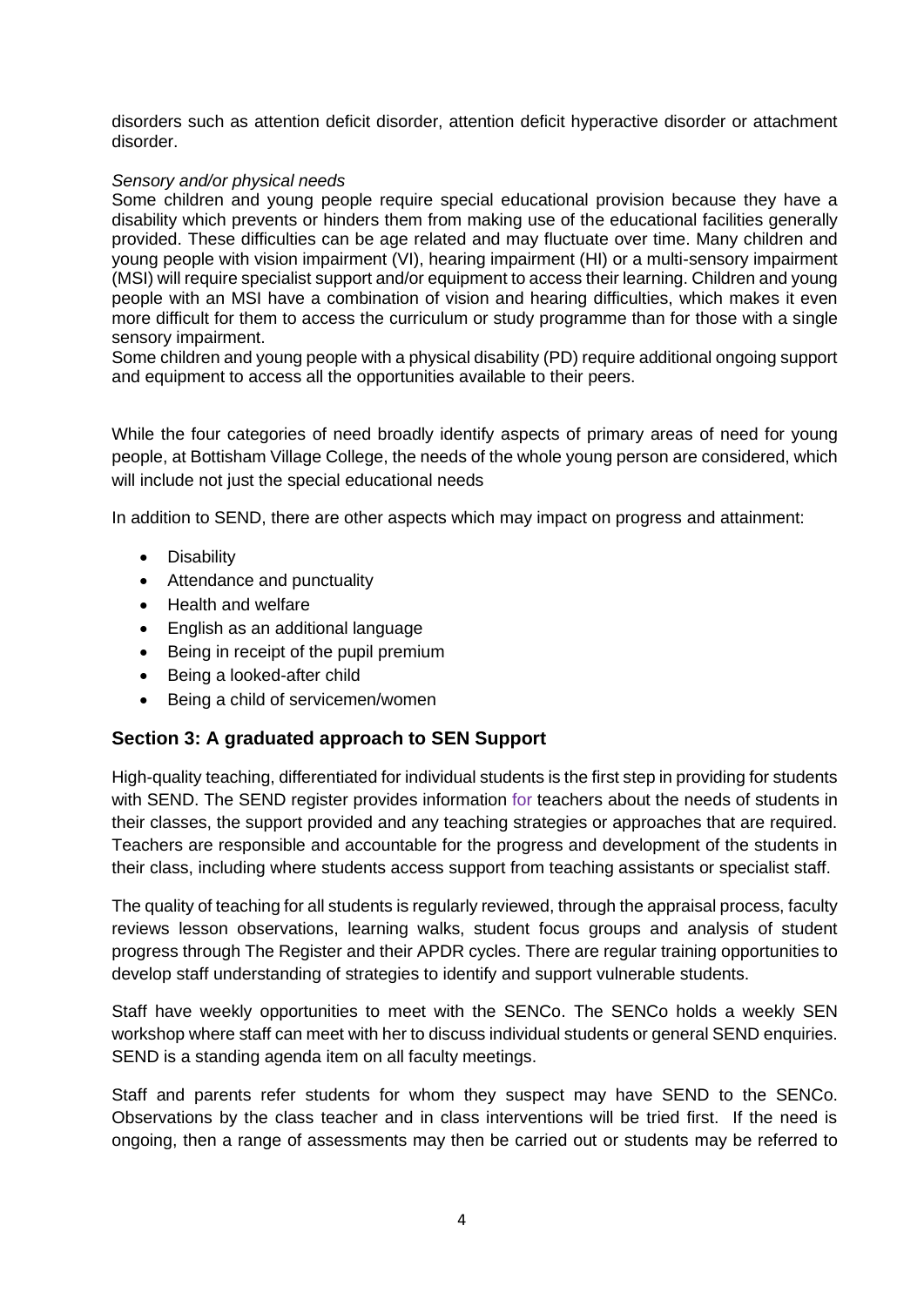disorders such as attention deficit disorder, attention deficit hyperactive disorder or attachment disorder.

*Sensory and/or physical needs*

Some children and young people require special educational provision because they have a disability which prevents or hinders them from making use of the educational facilities generally provided. These difficulties can be age related and may fluctuate over time. Many children and young people with vision impairment (VI), hearing impairment (HI) or a multi-sensory impairment (MSI) will require specialist support and/or equipment to access their learning. Children and young people with an MSI have a combination of vision and hearing difficulties, which makes it even more difficult for them to access the curriculum or study programme than for those with a single sensory impairment.

Some children and young people with a physical disability (PD) require additional ongoing support and equipment to access all the opportunities available to their peers.

While the four categories of need broadly identify aspects of primary areas of need for young people, at Bottisham Village College, the needs of the whole young person are considered, which will include not just the special educational needs

In addition to SEND, there are other aspects which may impact on progress and attainment:

- Disability
- Attendance and punctuality
- Health and welfare
- English as an additional language
- Being in receipt of the pupil premium
- Being a looked-after child
- Being a child of servicemen/women

## Section 3: A graduated approach to SEN Support

High-quality teaching, differentiated for individual students is the first step in providing for students with SEND. The SEND register provides information for teachers about the needs of students in their classes, the support provided and any teaching strategies or approaches that are required. Teachers are responsible and accountable for the progress and development of the students in their class, including where students access support from teaching assistants or specialist staff.

The quality of teaching for all students is regularly reviewed, through the appraisal process, faculty reviews lesson observations, learning walks, student focus groups and analysis of student progress through The Register and their APDR cycles. There are regular training opportunities to develop staff understanding of strategies to identify and support vulnerable students.

Staff have weekly opportunities to meet with the SENCo. The SENCo holds a weekly SEN workshop where staff can meet with her to discuss individual students or general SEND enquiries. SEND is a standing agenda item on all faculty meetings.

Staff and parents refer students for whom they suspect may have SEND to the SENCo. Observations by the class teacher and in class interventions will be tried first. If the need is ongoing, then a range of assessments may then be carried out or students may be referred to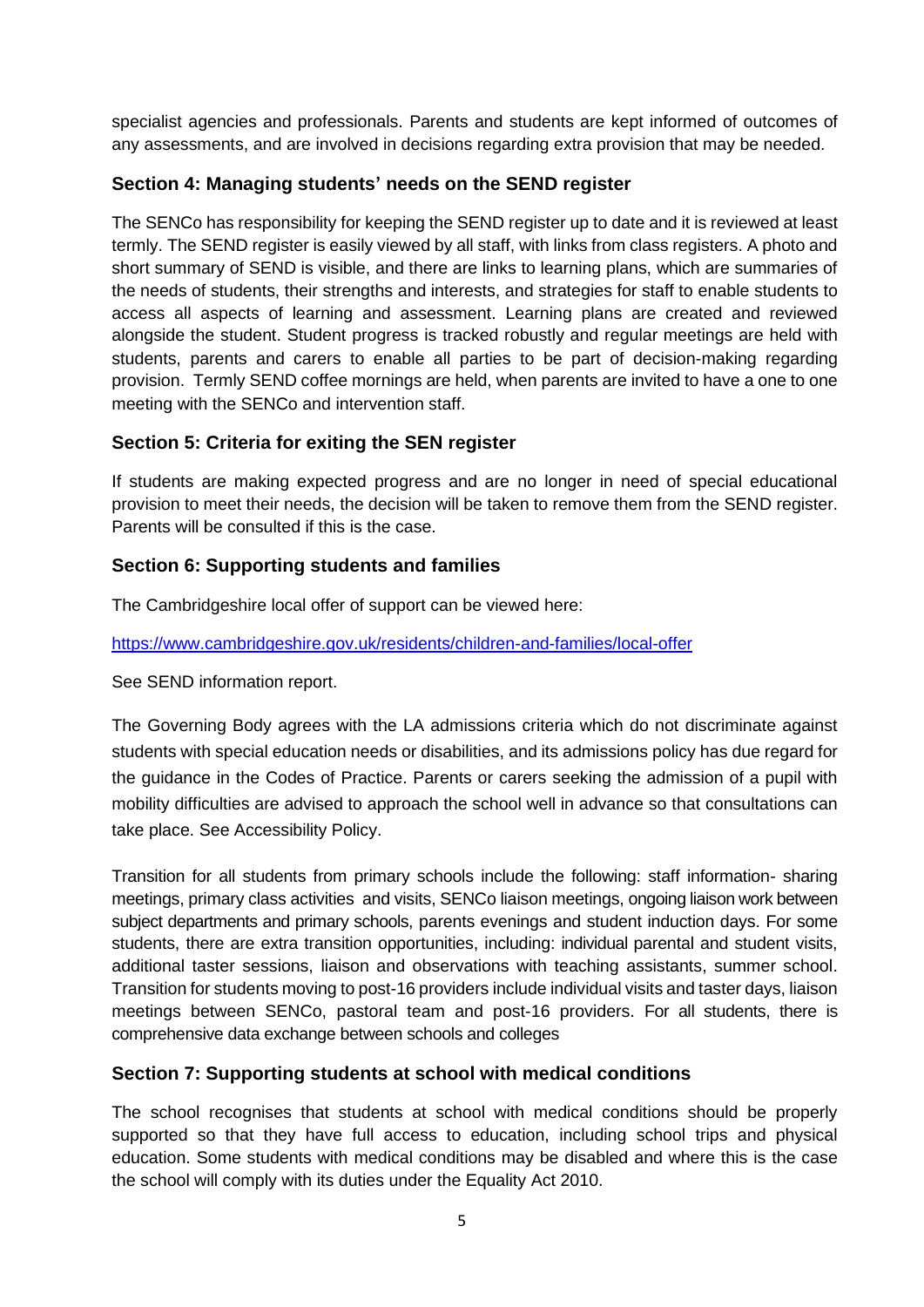specialist agencies and professionals. Parents and students are kept informed of outcomes of any assessments, and are involved in decisions regarding extra provision that may be needed.

## Section 4: Managing students' needs on the SEND register

The SENCo has responsibility for keeping the SEND register up to date and it is reviewed at least termly. The SEND register is easily viewed by all staff, with links from class registers. A photo and short summary of SEND is visible, and there are links to learning plans, which are summaries of the needs of students, their strengths and interests, and strategies for staff to enable students to access all aspects of learning and assessment. Learning plans are created and reviewed alongside the student. Student progress is tracked robustly and regular meetings are held with students, parents and carers to enable all parties to be part of decision-making regarding provision. Termly SEND coffee mornings are held, when parents are invited to have a one to one meeting with the SENCo and intervention staff.

## Section 5: Criteria for exiting the SEN register

If students are making expected progress and are no longer in need of special educational provision to meet their needs, the decision will be taken to remove them from the SEND register. Parents will be consulted if this is the case.

## Section 6: Supporting students and families

The Cambridgeshire local offer of support can be viewed here:

https://www.cambridgeshire.gov.uk/residents/children-and-families/local-offer

See SEND information report.

The Governing Body agrees with the LA admissions criteria which do not discriminate against students with special education needs or disabilities, and its admissions policy has due regard for the guidance in the Codes of Practice. Parents or carers seeking the admission of a pupil with mobility difficulties are advised to approach the school well in advance so that consultations can take place. See Accessibility Policy.

Transition for all students from primary schools include the following: staff information- sharing meetings, primary class activities and visits, SENCo liaison meetings, ongoing liaison work between subject departments and primary schools, parents evenings and student induction days. For some students, there are extra transition opportunities, including: individual parental and student visits, additional taster sessions, liaison and observations with teaching assistants, summer school. Transition for students moving to post-16 providers include individual visits and taster days, liaison meetings between SENCo, pastoral team and post-16 providers. For all students, there is comprehensive data exchange between schools and colleges

## Section 7: Supporting students at school with medical conditions

The school recognises that students at school with medical conditions should be properly supported so that they have full access to education, including school trips and physical education. Some students with medical conditions may be disabled and where this is the case the school will comply with its duties under the Equality Act 2010.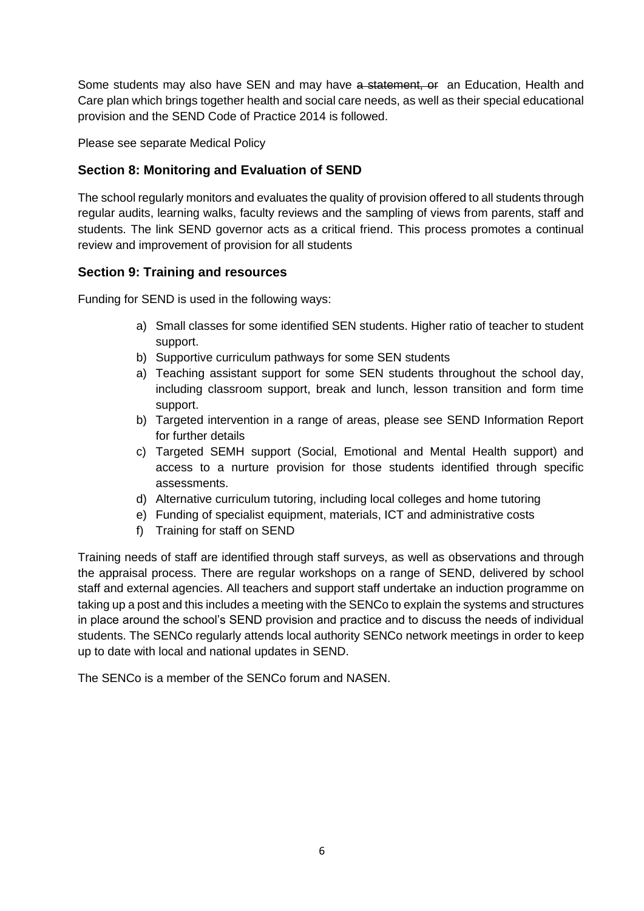Some students may also have SEN and may have ~~a statement, or~~ an Education, Health and Care plan which brings together health and social care needs, as well as their special educational provision and the SEND Code of Practice 2014 is followed.

Please see separate Medical Policy

## Section 8: Monitoring and Evaluation of SEND

The school regularly monitors and evaluates the quality of provision offered to all students through regular audits, learning walks, faculty reviews and the sampling of views from parents, staff and students. The link SEND governor acts as a critical friend. This process promotes a continual review and improvement of provision for all students

## Section 9: Training and resources

Funding for SEND is used in the following ways:

a) Small classes for some identified SEN students. Higher ratio of teacher to student support.
b) Supportive curriculum pathways for some SEN students
a) Teaching assistant support for some SEN students throughout the school day, including classroom support, break and lunch, lesson transition and form time support.
b) Targeted intervention in a range of areas, please see SEND Information Report for further details
c) Targeted SEMH support (Social, Emotional and Mental Health support) and access to a nurture provision for those students identified through specific assessments.
d) Alternative curriculum tutoring, including local colleges and home tutoring
e) Funding of specialist equipment, materials, ICT and administrative costs
f) Training for staff on SEND

Training needs of staff are identified through staff surveys, as well as observations and through the appraisal process. There are regular workshops on a range of SEND, delivered by school staff and external agencies. All teachers and support staff undertake an induction programme on taking up a post and this includes a meeting with the SENCo to explain the systems and structures in place around the school's SEND provision and practice and to discuss the needs of individual students. The SENCo regularly attends local authority SENCo network meetings in order to keep up to date with local and national updates in SEND.

The SENCo is a member of the SENCo forum and NASEN.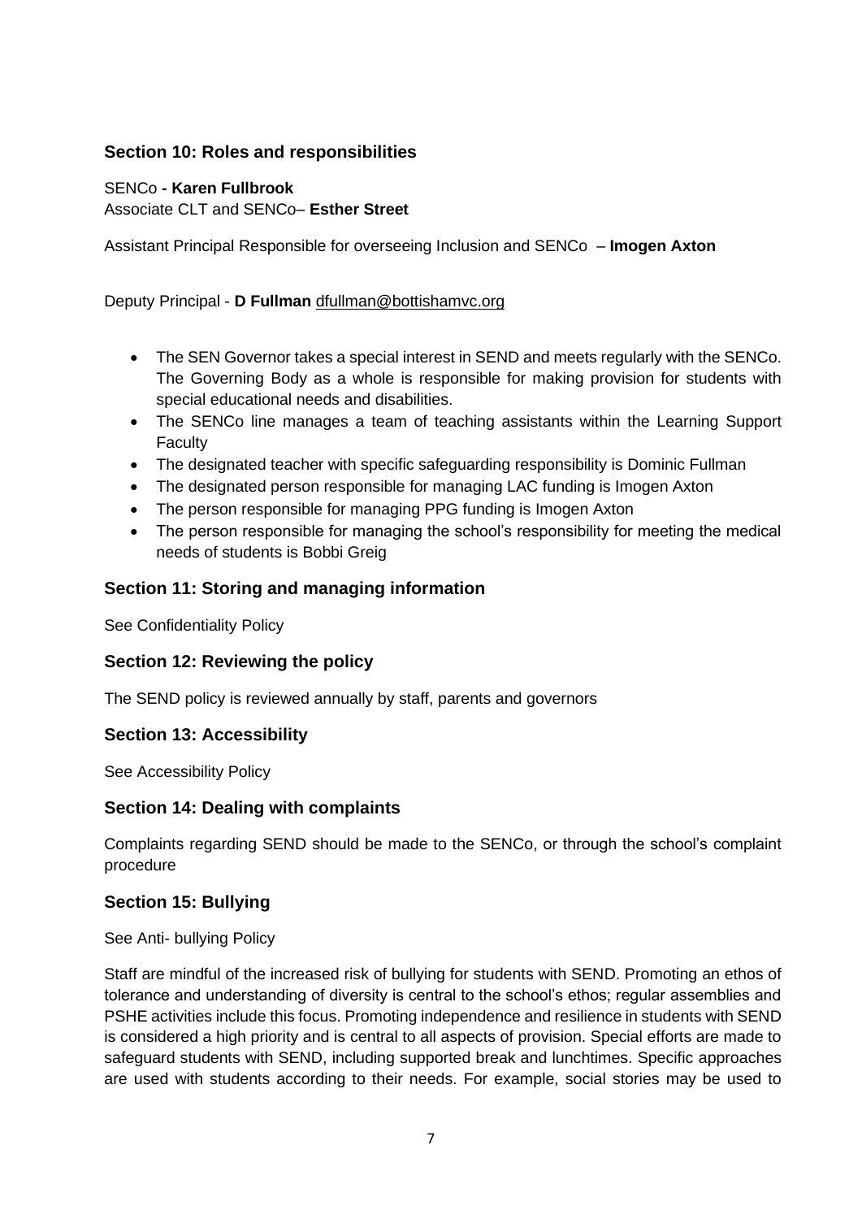## Section 10: Roles and responsibilities

SENCo **- Karen Fullbrook**
Associate CLT and SENCo– **Esther Street**

Assistant Principal Responsible for overseeing Inclusion and SENCo – **Imogen Axton**

Deputy Principal - **D Fullman** dfullman@bottishamvc.org

- The SEN Governor takes a special interest in SEND and meets regularly with the SENCo. The Governing Body as a whole is responsible for making provision for students with special educational needs and disabilities.
- The SENCo line manages a team of teaching assistants within the Learning Support Faculty
- The designated teacher with specific safeguarding responsibility is Dominic Fullman
- The designated person responsible for managing LAC funding is Imogen Axton
- The person responsible for managing PPG funding is Imogen Axton
- The person responsible for managing the school's responsibility for meeting the medical needs of students is Bobbi Greig

## Section 11: Storing and managing information

See Confidentiality Policy

## Section 12: Reviewing the policy

The SEND policy is reviewed annually by staff, parents and governors

## Section 13: Accessibility

See Accessibility Policy

## Section 14: Dealing with complaints

Complaints regarding SEND should be made to the SENCo, or through the school's complaint procedure

## Section 15: Bullying

See Anti- bullying Policy

Staff are mindful of the increased risk of bullying for students with SEND. Promoting an ethos of tolerance and understanding of diversity is central to the school's ethos; regular assemblies and PSHE activities include this focus. Promoting independence and resilience in students with SEND is considered a high priority and is central to all aspects of provision. Special efforts are made to safeguard students with SEND, including supported break and lunchtimes. Specific approaches are used with students according to their needs. For example, social stories may be used to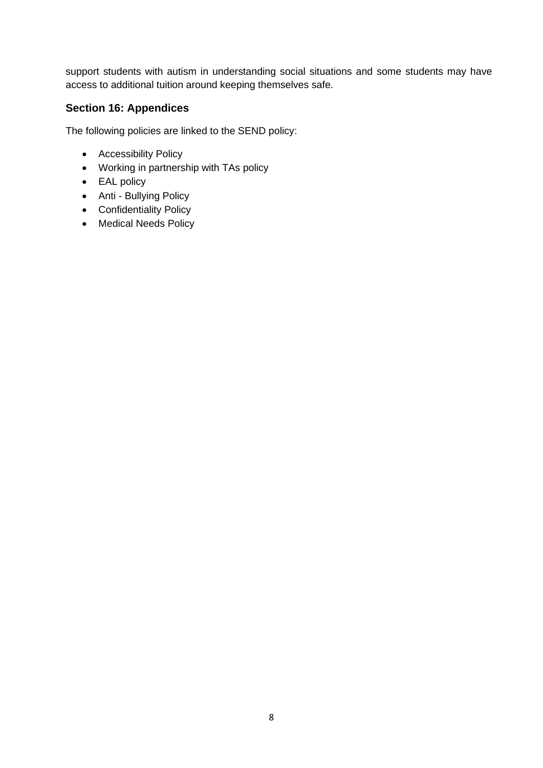support students with autism in understanding social situations and some students may have access to additional tuition around keeping themselves safe.

## Section 16: Appendices

The following policies are linked to the SEND policy:

- Accessibility Policy
- Working in partnership with TAs policy
- EAL policy
- Anti - Bullying Policy
- Confidentiality Policy
- Medical Needs Policy